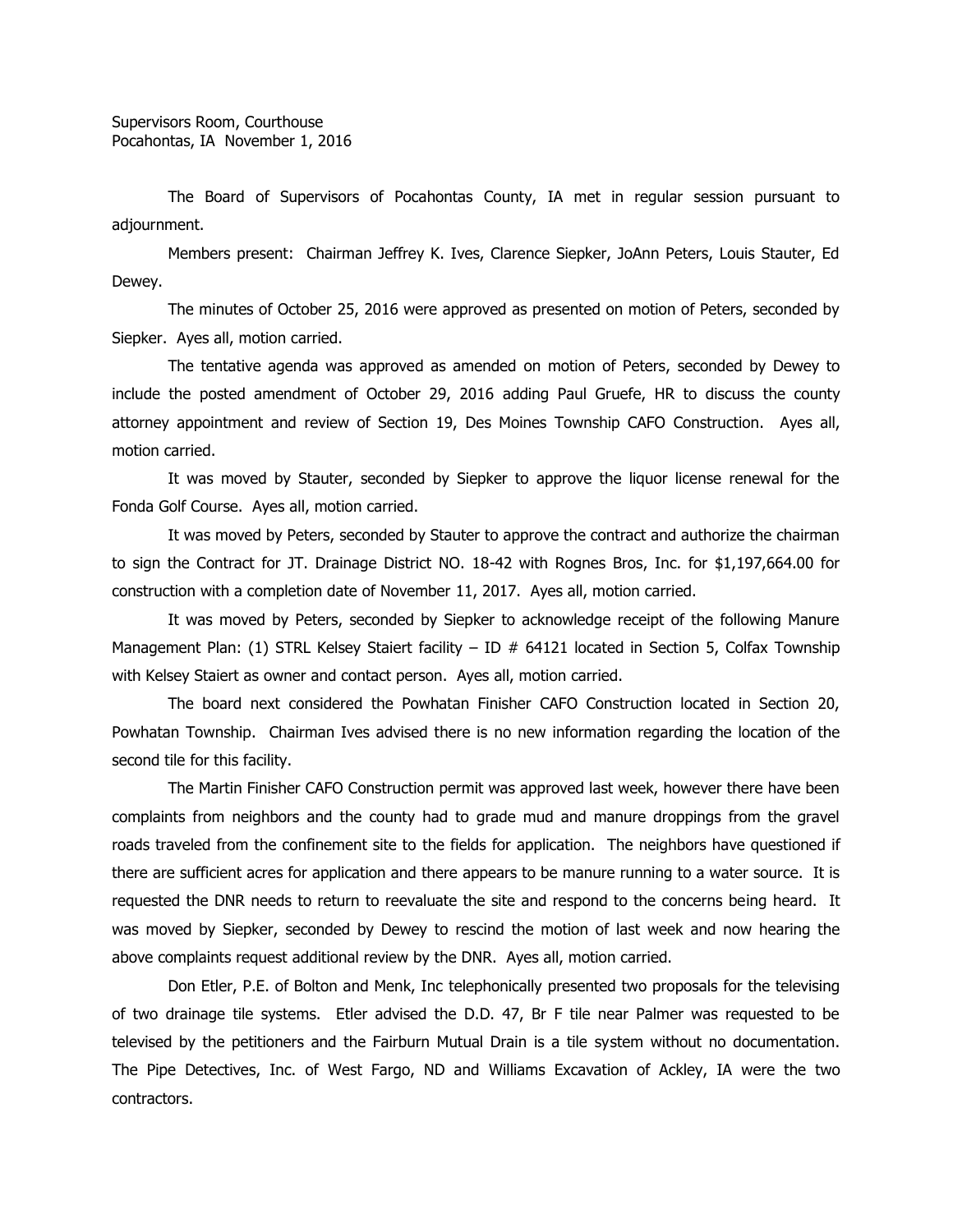Supervisors Room, Courthouse
Pocahontas, IA November 1, 2016

The Board of Supervisors of Pocahontas County, IA met in regular session pursuant to adjournment.

Members present: Chairman Jeffrey K. Ives, Clarence Siepker, JoAnn Peters, Louis Stauter, Ed Dewey.

The minutes of October 25, 2016 were approved as presented on motion of Peters, seconded by Siepker. Ayes all, motion carried.

The tentative agenda was approved as amended on motion of Peters, seconded by Dewey to include the posted amendment of October 29, 2016 adding Paul Gruefe, HR to discuss the county attorney appointment and review of Section 19, Des Moines Township CAFO Construction. Ayes all, motion carried.

It was moved by Stauter, seconded by Siepker to approve the liquor license renewal for the Fonda Golf Course. Ayes all, motion carried.

It was moved by Peters, seconded by Stauter to approve the contract and authorize the chairman to sign the Contract for JT. Drainage District NO. 18-42 with Rognes Bros, Inc. for $1,197,664.00 for construction with a completion date of November 11, 2017. Ayes all, motion carried.

It was moved by Peters, seconded by Siepker to acknowledge receipt of the following Manure Management Plan: (1) STRL Kelsey Staiert facility – ID # 64121 located in Section 5, Colfax Township with Kelsey Staiert as owner and contact person. Ayes all, motion carried.

The board next considered the Powhatan Finisher CAFO Construction located in Section 20, Powhatan Township. Chairman Ives advised there is no new information regarding the location of the second tile for this facility.

The Martin Finisher CAFO Construction permit was approved last week, however there have been complaints from neighbors and the county had to grade mud and manure droppings from the gravel roads traveled from the confinement site to the fields for application. The neighbors have questioned if there are sufficient acres for application and there appears to be manure running to a water source. It is requested the DNR needs to return to reevaluate the site and respond to the concerns being heard. It was moved by Siepker, seconded by Dewey to rescind the motion of last week and now hearing the above complaints request additional review by the DNR. Ayes all, motion carried.

Don Etler, P.E. of Bolton and Menk, Inc telephonically presented two proposals for the televising of two drainage tile systems. Etler advised the D.D. 47, Br F tile near Palmer was requested to be televised by the petitioners and the Fairburn Mutual Drain is a tile system without no documentation. The Pipe Detectives, Inc. of West Fargo, ND and Williams Excavation of Ackley, IA were the two contractors.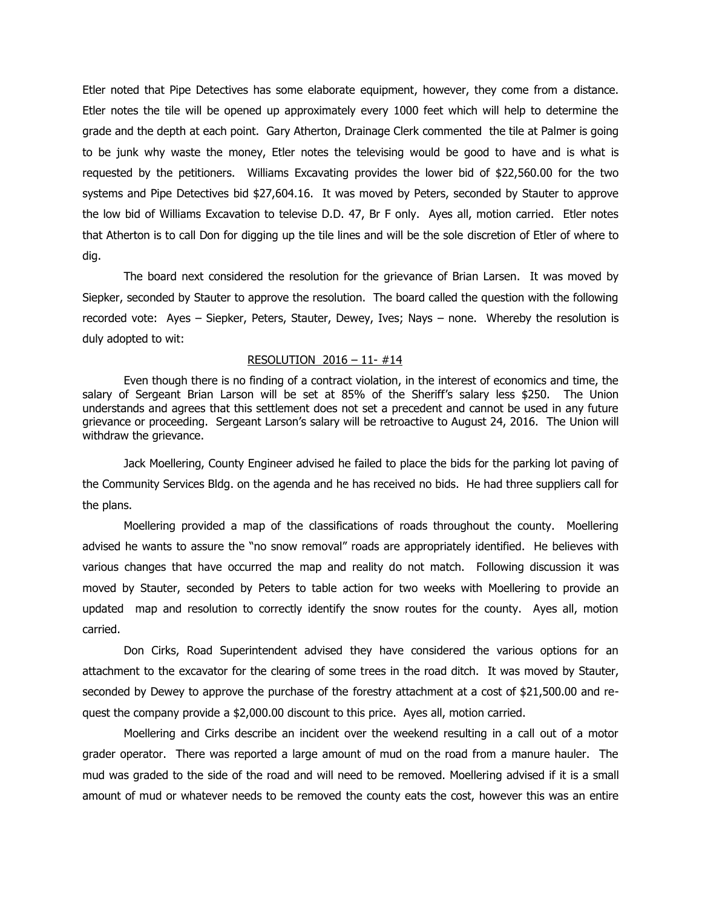Etler noted that Pipe Detectives has some elaborate equipment, however, they come from a distance. Etler notes the tile will be opened up approximately every 1000 feet which will help to determine the grade and the depth at each point. Gary Atherton, Drainage Clerk commented the tile at Palmer is going to be junk why waste the money, Etler notes the televising would be good to have and is what is requested by the petitioners. Williams Excavating provides the lower bid of $22,560.00 for the two systems and Pipe Detectives bid $27,604.16. It was moved by Peters, seconded by Stauter to approve the low bid of Williams Excavation to televise D.D. 47, Br F only. Ayes all, motion carried. Etler notes that Atherton is to call Don for digging up the tile lines and will be the sole discretion of Etler of where to dig.

The board next considered the resolution for the grievance of Brian Larsen. It was moved by Siepker, seconded by Stauter to approve the resolution. The board called the question with the following recorded vote: Ayes – Siepker, Peters, Stauter, Dewey, Ives; Nays – none. Whereby the resolution is duly adopted to wit:

RESOLUTION 2016 – 11- #14

Even though there is no finding of a contract violation, in the interest of economics and time, the salary of Sergeant Brian Larson will be set at 85% of the Sheriff's salary less $250. The Union understands and agrees that this settlement does not set a precedent and cannot be used in any future grievance or proceeding. Sergeant Larson's salary will be retroactive to August 24, 2016. The Union will withdraw the grievance.

Jack Moellering, County Engineer advised he failed to place the bids for the parking lot paving of the Community Services Bldg. on the agenda and he has received no bids. He had three suppliers call for the plans.

Moellering provided a map of the classifications of roads throughout the county. Moellering advised he wants to assure the "no snow removal" roads are appropriately identified. He believes with various changes that have occurred the map and reality do not match. Following discussion it was moved by Stauter, seconded by Peters to table action for two weeks with Moellering to provide an updated map and resolution to correctly identify the snow routes for the county. Ayes all, motion carried.

Don Cirks, Road Superintendent advised they have considered the various options for an attachment to the excavator for the clearing of some trees in the road ditch. It was moved by Stauter, seconded by Dewey to approve the purchase of the forestry attachment at a cost of $21,500.00 and request the company provide a $2,000.00 discount to this price. Ayes all, motion carried.

Moellering and Cirks describe an incident over the weekend resulting in a call out of a motor grader operator. There was reported a large amount of mud on the road from a manure hauler. The mud was graded to the side of the road and will need to be removed. Moellering advised if it is a small amount of mud or whatever needs to be removed the county eats the cost, however this was an entire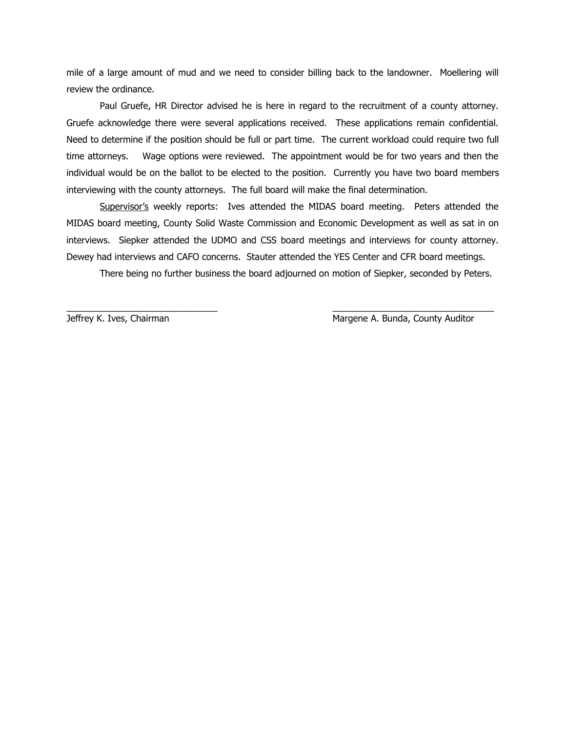mile of a large amount of mud and we need to consider billing back to the landowner. Moellering will review the ordinance.

Paul Gruefe, HR Director advised he is here in regard to the recruitment of a county attorney. Gruefe acknowledge there were several applications received. These applications remain confidential. Need to determine if the position should be full or part time. The current workload could require two full time attorneys. Wage options were reviewed. The appointment would be for two years and then the individual would be on the ballot to be elected to the position. Currently you have two board members interviewing with the county attorneys. The full board will make the final determination.

<u>Supervisor's</u> weekly reports: Ives attended the MIDAS board meeting. Peters attended the MIDAS board meeting, County Solid Waste Commission and Economic Development as well as sat in on interviews. Siepker attended the UDMO and CSS board meetings and interviews for county attorney. Dewey had interviews and CAFO concerns. Stauter attended the YES Center and CFR board meetings.

There being no further business the board adjourned on motion of Siepker, seconded by Peters.

\_\_\_\_\_\_\_\_\_\_\_\_\_\_\_\_\_\_\_\_\_\_\_\_\_\_\_\_\_\_
Jeffrey K. Ives, Chairman

\_\_\_\_\_\_\_\_\_\_\_\_\_\_\_\_\_\_\_\_\_\_\_\_\_\_\_\_\_\_
Margene A. Bunda, County Auditor